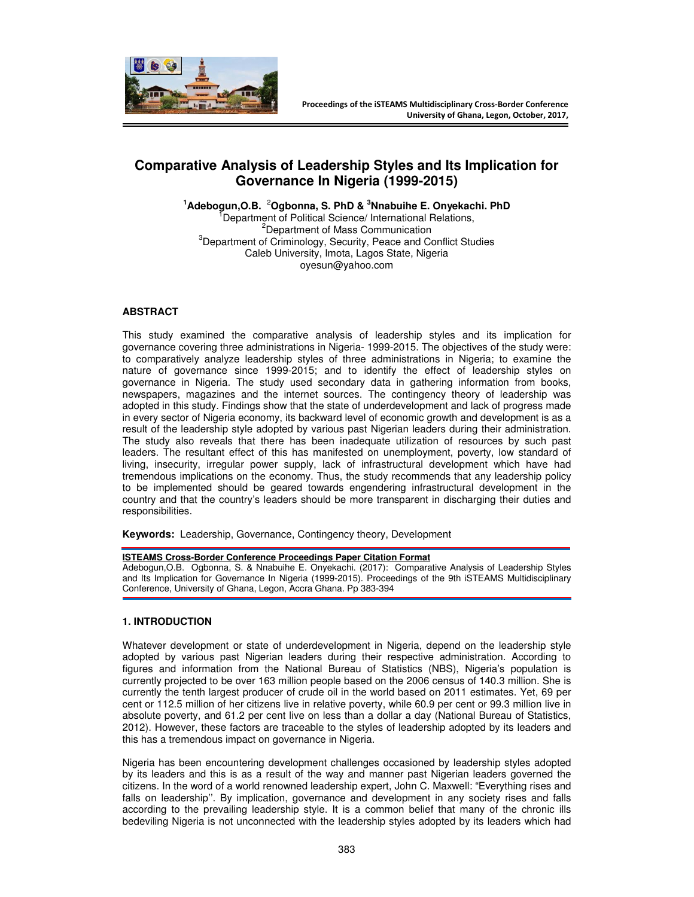Proceedings of the iSTEAMS Multidisciplinary Cross-Border Conference
University of Ghana, Legon, October, 2017,

# Comparative Analysis of Leadership Styles and Its Implication for Governance In Nigeria (1999-2015)

**[1]Adebogun,O.B. [2]Ogbonna, S. PhD & [3]Nnabuihe E. Onyekachi. PhD**
[1]Department of Political Science/ International Relations,
[2]Department of Mass Communication
[3]Department of Criminology, Security, Peace and Conflict Studies
Caleb University, Imota, Lagos State, Nigeria
oyesun@yahoo.com

## ABSTRACT

This study examined the comparative analysis of leadership styles and its implication for governance covering three administrations in Nigeria- 1999-2015. The objectives of the study were: to comparatively analyze leadership styles of three administrations in Nigeria; to examine the nature of governance since 1999-2015; and to identify the effect of leadership styles on governance in Nigeria. The study used secondary data in gathering information from books, newspapers, magazines and the internet sources. The contingency theory of leadership was adopted in this study. Findings show that the state of underdevelopment and lack of progress made in every sector of Nigeria economy, its backward level of economic growth and development is as a result of the leadership style adopted by various past Nigerian leaders during their administration. The study also reveals that there has been inadequate utilization of resources by such past leaders. The resultant effect of this has manifested on unemployment, poverty, low standard of living, insecurity, irregular power supply, lack of infrastructural development which have had tremendous implications on the economy. Thus, the study recommends that any leadership policy to be implemented should be geared towards engendering infrastructural development in the country and that the country's leaders should be more transparent in discharging their duties and responsibilities.

**Keywords:** Leadership, Governance, Contingency theory, Development

**ISTEAMS Cross-Border Conference Proceedings Paper Citation Format**
Adebogun,O.B. Ogbonna, S. & Nnabuihe E. Onyekachi. (2017): Comparative Analysis of Leadership Styles and Its Implication for Governance In Nigeria (1999-2015). Proceedings of the 9th iSTEAMS Multidisciplinary Conference, University of Ghana, Legon, Accra Ghana. Pp 383-394

## 1. INTRODUCTION

Whatever development or state of underdevelopment in Nigeria, depend on the leadership style adopted by various past Nigerian leaders during their respective administration. According to figures and information from the National Bureau of Statistics (NBS), Nigeria's population is currently projected to be over 163 million people based on the 2006 census of 140.3 million. She is currently the tenth largest producer of crude oil in the world based on 2011 estimates. Yet, 69 per cent or 112.5 million of her citizens live in relative poverty, while 60.9 per cent or 99.3 million live in absolute poverty, and 61.2 per cent live on less than a dollar a day (National Bureau of Statistics, 2012). However, these factors are traceable to the styles of leadership adopted by its leaders and this has a tremendous impact on governance in Nigeria.

Nigeria has been encountering development challenges occasioned by leadership styles adopted by its leaders and this is as a result of the way and manner past Nigerian leaders governed the citizens. In the word of a world renowned leadership expert, John C. Maxwell: "Everything rises and falls on leadership''. By implication, governance and development in any society rises and falls according to the prevailing leadership style. It is a common belief that many of the chronic ills bedeviling Nigeria is not unconnected with the leadership styles adopted by its leaders which had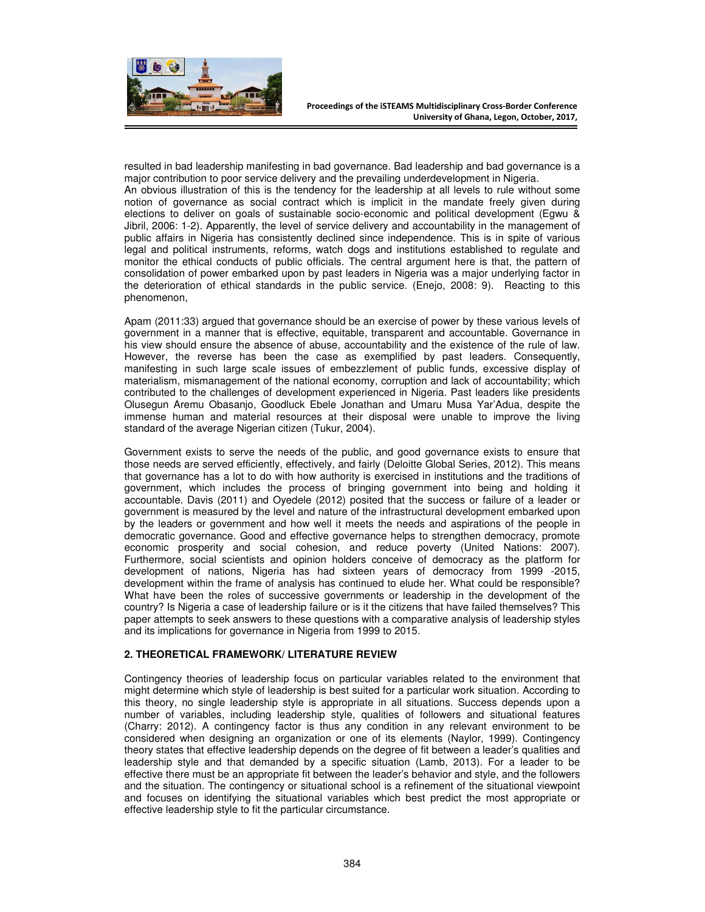resulted in bad leadership manifesting in bad governance. Bad leadership and bad governance is a major contribution to poor service delivery and the prevailing underdevelopment in Nigeria.
An obvious illustration of this is the tendency for the leadership at all levels to rule without some notion of governance as social contract which is implicit in the mandate freely given during elections to deliver on goals of sustainable socio-economic and political development (Egwu & Jibril, 2006: 1-2). Apparently, the level of service delivery and accountability in the management of public affairs in Nigeria has consistently declined since independence. This is in spite of various legal and political instruments, reforms, watch dogs and institutions established to regulate and monitor the ethical conducts of public officials. The central argument here is that, the pattern of consolidation of power embarked upon by past leaders in Nigeria was a major underlying factor in the deterioration of ethical standards in the public service. (Enejo, 2008: 9). Reacting to this phenomenon,

Apam (2011:33) argued that governance should be an exercise of power by these various levels of government in a manner that is effective, equitable, transparent and accountable. Governance in his view should ensure the absence of abuse, accountability and the existence of the rule of law. However, the reverse has been the case as exemplified by past leaders. Consequently, manifesting in such large scale issues of embezzlement of public funds, excessive display of materialism, mismanagement of the national economy, corruption and lack of accountability; which contributed to the challenges of development experienced in Nigeria. Past leaders like presidents Olusegun Aremu Obasanjo, Goodluck Ebele Jonathan and Umaru Musa Yar'Adua, despite the immense human and material resources at their disposal were unable to improve the living standard of the average Nigerian citizen (Tukur, 2004).

Government exists to serve the needs of the public, and good governance exists to ensure that those needs are served efficiently, effectively, and fairly (Deloitte Global Series, 2012). This means that governance has a lot to do with how authority is exercised in institutions and the traditions of government, which includes the process of bringing government into being and holding it accountable. Davis (2011) and Oyedele (2012) posited that the success or failure of a leader or government is measured by the level and nature of the infrastructural development embarked upon by the leaders or government and how well it meets the needs and aspirations of the people in democratic governance. Good and effective governance helps to strengthen democracy, promote economic prosperity and social cohesion, and reduce poverty (United Nations: 2007). Furthermore, social scientists and opinion holders conceive of democracy as the platform for development of nations, Nigeria has had sixteen years of democracy from 1999 -2015, development within the frame of analysis has continued to elude her. What could be responsible? What have been the roles of successive governments or leadership in the development of the country? Is Nigeria a case of leadership failure or is it the citizens that have failed themselves? This paper attempts to seek answers to these questions with a comparative analysis of leadership styles and its implications for governance in Nigeria from 1999 to 2015.

## 2. THEORETICAL FRAMEWORK/ LITERATURE REVIEW

Contingency theories of leadership focus on particular variables related to the environment that might determine which style of leadership is best suited for a particular work situation. According to this theory, no single leadership style is appropriate in all situations. Success depends upon a number of variables, including leadership style, qualities of followers and situational features (Charry: 2012). A contingency factor is thus any condition in any relevant environment to be considered when designing an organization or one of its elements (Naylor, 1999). Contingency theory states that effective leadership depends on the degree of fit between a leader's qualities and leadership style and that demanded by a specific situation (Lamb, 2013). For a leader to be effective there must be an appropriate fit between the leader's behavior and style, and the followers and the situation. The contingency or situational school is a refinement of the situational viewpoint and focuses on identifying the situational variables which best predict the most appropriate or effective leadership style to fit the particular circumstance.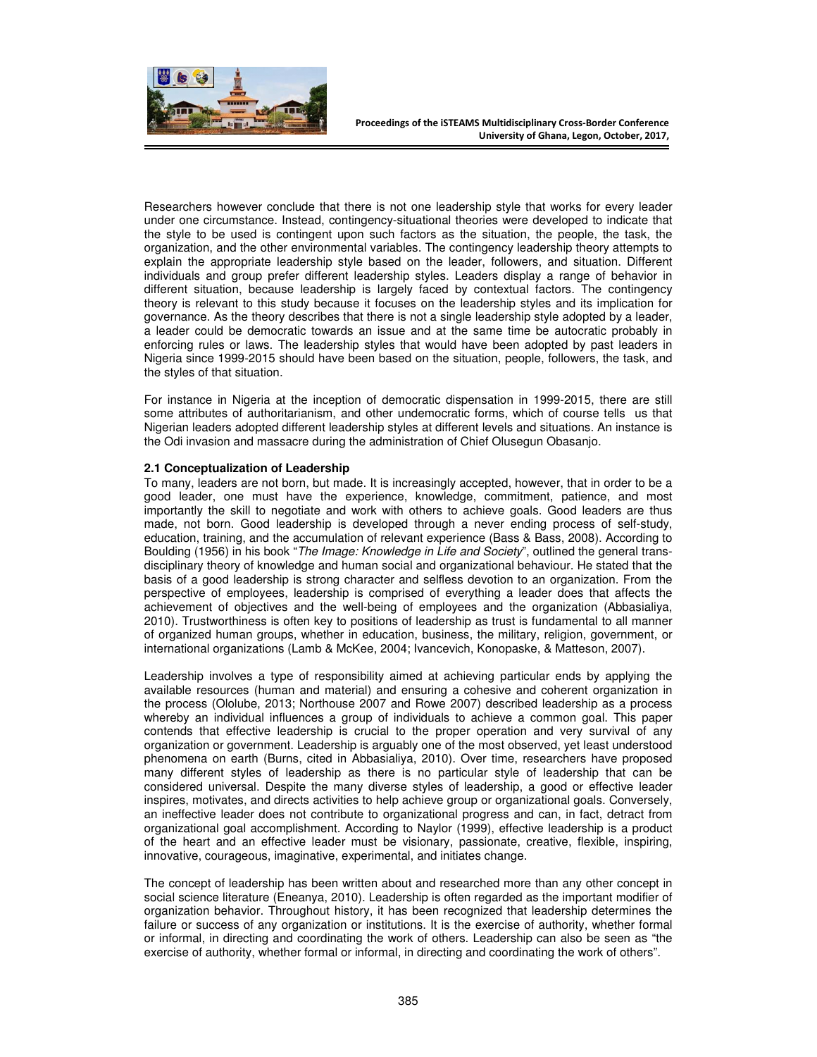Researchers however conclude that there is not one leadership style that works for every leader under one circumstance. Instead, contingency-situational theories were developed to indicate that the style to be used is contingent upon such factors as the situation, the people, the task, the organization, and the other environmental variables. The contingency leadership theory attempts to explain the appropriate leadership style based on the leader, followers, and situation. Different individuals and group prefer different leadership styles. Leaders display a range of behavior in different situation, because leadership is largely faced by contextual factors. The contingency theory is relevant to this study because it focuses on the leadership styles and its implication for governance. As the theory describes that there is not a single leadership style adopted by a leader, a leader could be democratic towards an issue and at the same time be autocratic probably in enforcing rules or laws. The leadership styles that would have been adopted by past leaders in Nigeria since 1999-2015 should have been based on the situation, people, followers, the task, and the styles of that situation.

For instance in Nigeria at the inception of democratic dispensation in 1999-2015, there are still some attributes of authoritarianism, and other undemocratic forms, which of course tells us that Nigerian leaders adopted different leadership styles at different levels and situations. An instance is the Odi invasion and massacre during the administration of Chief Olusegun Obasanjo.

### 2.1 Conceptualization of Leadership

To many, leaders are not born, but made. It is increasingly accepted, however, that in order to be a good leader, one must have the experience, knowledge, commitment, patience, and most importantly the skill to negotiate and work with others to achieve goals. Good leaders are thus made, not born. Good leadership is developed through a never ending process of self-study, education, training, and the accumulation of relevant experience (Bass & Bass, 2008). According to Boulding (1956) in his book "*The Image: Knowledge in Life and Society*", outlined the general trans-disciplinary theory of knowledge and human social and organizational behaviour. He stated that the basis of a good leadership is strong character and selfless devotion to an organization. From the perspective of employees, leadership is comprised of everything a leader does that affects the achievement of objectives and the well-being of employees and the organization (Abbasialiya, 2010). Trustworthiness is often key to positions of leadership as trust is fundamental to all manner of organized human groups, whether in education, business, the military, religion, government, or international organizations (Lamb & McKee, 2004; Ivancevich, Konopaske, & Matteson, 2007).

Leadership involves a type of responsibility aimed at achieving particular ends by applying the available resources (human and material) and ensuring a cohesive and coherent organization in the process (Ololube, 2013; Northouse 2007 and Rowe 2007) described leadership as a process whereby an individual influences a group of individuals to achieve a common goal. This paper contends that effective leadership is crucial to the proper operation and very survival of any organization or government. Leadership is arguably one of the most observed, yet least understood phenomena on earth (Burns, cited in Abbasialiya, 2010). Over time, researchers have proposed many different styles of leadership as there is no particular style of leadership that can be considered universal. Despite the many diverse styles of leadership, a good or effective leader inspires, motivates, and directs activities to help achieve group or organizational goals. Conversely, an ineffective leader does not contribute to organizational progress and can, in fact, detract from organizational goal accomplishment. According to Naylor (1999), effective leadership is a product of the heart and an effective leader must be visionary, passionate, creative, flexible, inspiring, innovative, courageous, imaginative, experimental, and initiates change.

The concept of leadership has been written about and researched more than any other concept in social science literature (Eneanya, 2010). Leadership is often regarded as the important modifier of organization behavior. Throughout history, it has been recognized that leadership determines the failure or success of any organization or institutions. It is the exercise of authority, whether formal or informal, in directing and coordinating the work of others. Leadership can also be seen as "the exercise of authority, whether formal or informal, in directing and coordinating the work of others".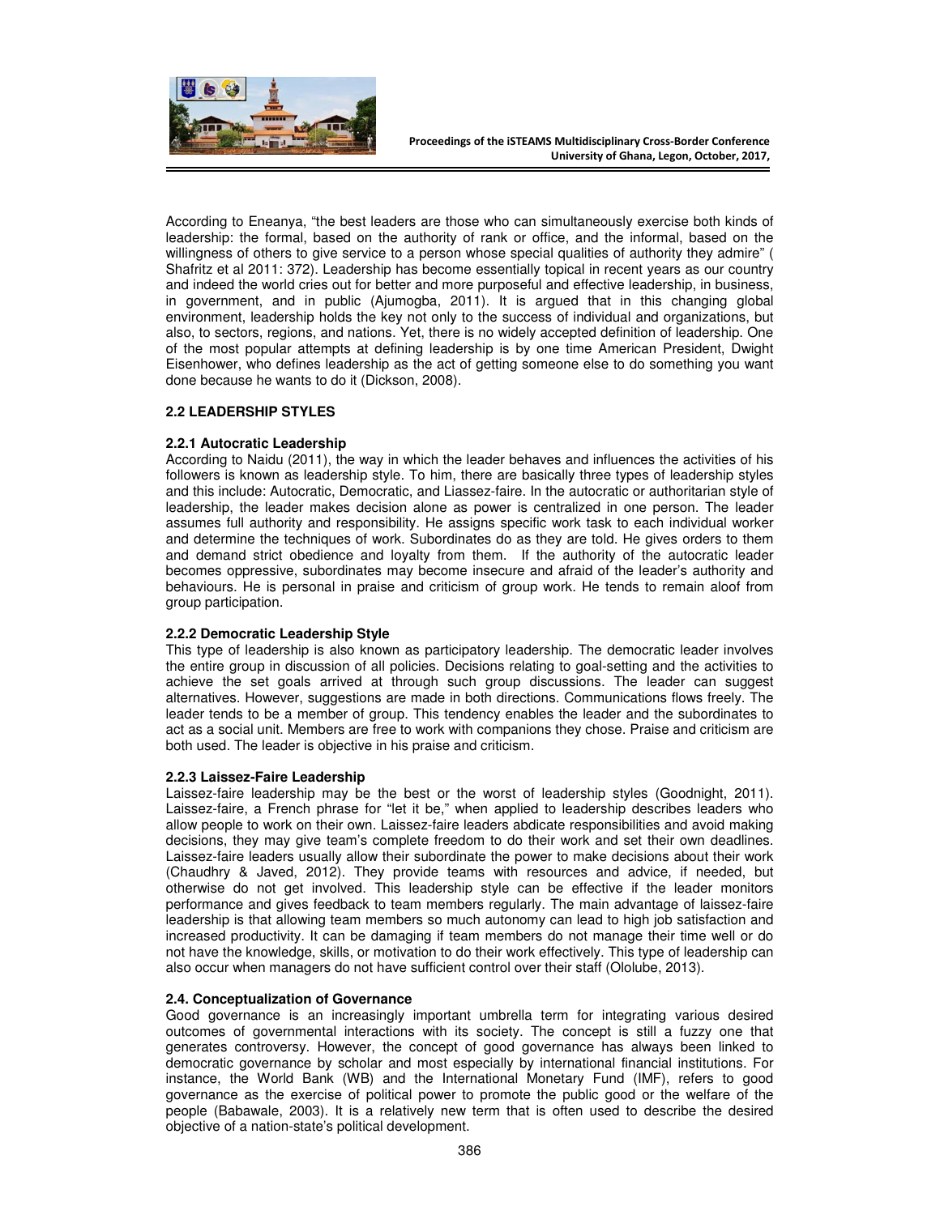According to Eneanya, "the best leaders are those who can simultaneously exercise both kinds of leadership: the formal, based on the authority of rank or office, and the informal, based on the willingness of others to give service to a person whose special qualities of authority they admire" ( Shafritz et al 2011: 372). Leadership has become essentially topical in recent years as our country and indeed the world cries out for better and more purposeful and effective leadership, in business, in government, and in public (Ajumogba, 2011). It is argued that in this changing global environment, leadership holds the key not only to the success of individual and organizations, but also, to sectors, regions, and nations. Yet, there is no widely accepted definition of leadership. One of the most popular attempts at defining leadership is by one time American President, Dwight Eisenhower, who defines leadership as the act of getting someone else to do something you want done because he wants to do it (Dickson, 2008).

### 2.2 LEADERSHIP STYLES

#### 2.2.1 Autocratic Leadership

According to Naidu (2011), the way in which the leader behaves and influences the activities of his followers is known as leadership style. To him, there are basically three types of leadership styles and this include: Autocratic, Democratic, and Liassez-faire. In the autocratic or authoritarian style of leadership, the leader makes decision alone as power is centralized in one person. The leader assumes full authority and responsibility. He assigns specific work task to each individual worker and determine the techniques of work. Subordinates do as they are told. He gives orders to them and demand strict obedience and loyalty from them. If the authority of the autocratic leader becomes oppressive, subordinates may become insecure and afraid of the leader's authority and behaviours. He is personal in praise and criticism of group work. He tends to remain aloof from group participation.

#### 2.2.2 Democratic Leadership Style

This type of leadership is also known as participatory leadership. The democratic leader involves the entire group in discussion of all policies. Decisions relating to goal-setting and the activities to achieve the set goals arrived at through such group discussions. The leader can suggest alternatives. However, suggestions are made in both directions. Communications flows freely. The leader tends to be a member of group. This tendency enables the leader and the subordinates to act as a social unit. Members are free to work with companions they chose. Praise and criticism are both used. The leader is objective in his praise and criticism.

#### 2.2.3 Laissez-Faire Leadership

Laissez-faire leadership may be the best or the worst of leadership styles (Goodnight, 2011). Laissez-faire, a French phrase for "let it be," when applied to leadership describes leaders who allow people to work on their own. Laissez-faire leaders abdicate responsibilities and avoid making decisions, they may give team's complete freedom to do their work and set their own deadlines. Laissez-faire leaders usually allow their subordinate the power to make decisions about their work (Chaudhry & Javed, 2012). They provide teams with resources and advice, if needed, but otherwise do not get involved. This leadership style can be effective if the leader monitors performance and gives feedback to team members regularly. The main advantage of laissez-faire leadership is that allowing team members so much autonomy can lead to high job satisfaction and increased productivity. It can be damaging if team members do not manage their time well or do not have the knowledge, skills, or motivation to do their work effectively. This type of leadership can also occur when managers do not have sufficient control over their staff (Ololube, 2013).

### 2.4. Conceptualization of Governance

Good governance is an increasingly important umbrella term for integrating various desired outcomes of governmental interactions with its society. The concept is still a fuzzy one that generates controversy. However, the concept of good governance has always been linked to democratic governance by scholar and most especially by international financial institutions. For instance, the World Bank (WB) and the International Monetary Fund (IMF), refers to good governance as the exercise of political power to promote the public good or the welfare of the people (Babawale, 2003). It is a relatively new term that is often used to describe the desired objective of a nation-state's political development.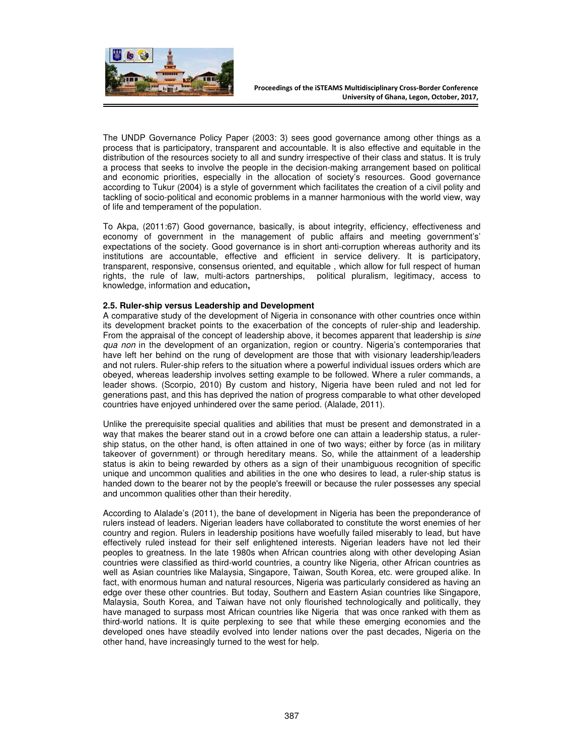The UNDP Governance Policy Paper (2003: 3) sees good governance among other things as a process that is participatory, transparent and accountable. It is also effective and equitable in the distribution of the resources society to all and sundry irrespective of their class and status. It is truly a process that seeks to involve the people in the decision-making arrangement based on political and economic priorities, especially in the allocation of society's resources. Good governance according to Tukur (2004) is a style of government which facilitates the creation of a civil polity and tackling of socio-political and economic problems in a manner harmonious with the world view, way of life and temperament of the population.

To Akpa, (2011:67) Good governance, basically, is about integrity, efficiency, effectiveness and economy of government in the management of public affairs and meeting government's' expectations of the society. Good governance is in short anti-corruption whereas authority and its institutions are accountable, effective and efficient in service delivery. It is participatory, transparent, responsive, consensus oriented, and equitable , which allow for full respect of human rights, the rule of law, multi-actors partnerships, political pluralism, legitimacy, access to knowledge, information and education**,**

### 2.5. Ruler-ship versus Leadership and Development

A comparative study of the development of Nigeria in consonance with other countries once within its development bracket points to the exacerbation of the concepts of ruler-ship and leadership. From the appraisal of the concept of leadership above, it becomes apparent that leadership is *sine qua non* in the development of an organization, region or country. Nigeria's contemporaries that have left her behind on the rung of development are those that with visionary leadership/leaders and not rulers. Ruler-ship refers to the situation where a powerful individual issues orders which are obeyed, whereas leadership involves setting example to be followed. Where a ruler commands, a leader shows. (Scorpio, 2010) By custom and history, Nigeria have been ruled and not led for generations past, and this has deprived the nation of progress comparable to what other developed countries have enjoyed unhindered over the same period. (Alalade, 2011).

Unlike the prerequisite special qualities and abilities that must be present and demonstrated in a way that makes the bearer stand out in a crowd before one can attain a leadership status, a ruler-ship status, on the other hand, is often attained in one of two ways; either by force (as in military takeover of government) or through hereditary means. So, while the attainment of a leadership status is akin to being rewarded by others as a sign of their unambiguous recognition of specific unique and uncommon qualities and abilities in the one who desires to lead, a ruler-ship status is handed down to the bearer not by the people's freewill or because the ruler possesses any special and uncommon qualities other than their heredity.

According to Alalade's (2011), the bane of development in Nigeria has been the preponderance of rulers instead of leaders. Nigerian leaders have collaborated to constitute the worst enemies of her country and region. Rulers in leadership positions have woefully failed miserably to lead, but have effectively ruled instead for their self enlightened interests. Nigerian leaders have not led their peoples to greatness. In the late 1980s when African countries along with other developing Asian countries were classified as third-world countries, a country like Nigeria, other African countries as well as Asian countries like Malaysia, Singapore, Taiwan, South Korea, etc. were grouped alike. In fact, with enormous human and natural resources, Nigeria was particularly considered as having an edge over these other countries. But today, Southern and Eastern Asian countries like Singapore, Malaysia, South Korea, and Taiwan have not only flourished technologically and politically, they have managed to surpass most African countries like Nigeria that was once ranked with them as third-world nations. It is quite perplexing to see that while these emerging economies and the developed ones have steadily evolved into lender nations over the past decades, Nigeria on the other hand, have increasingly turned to the west for help.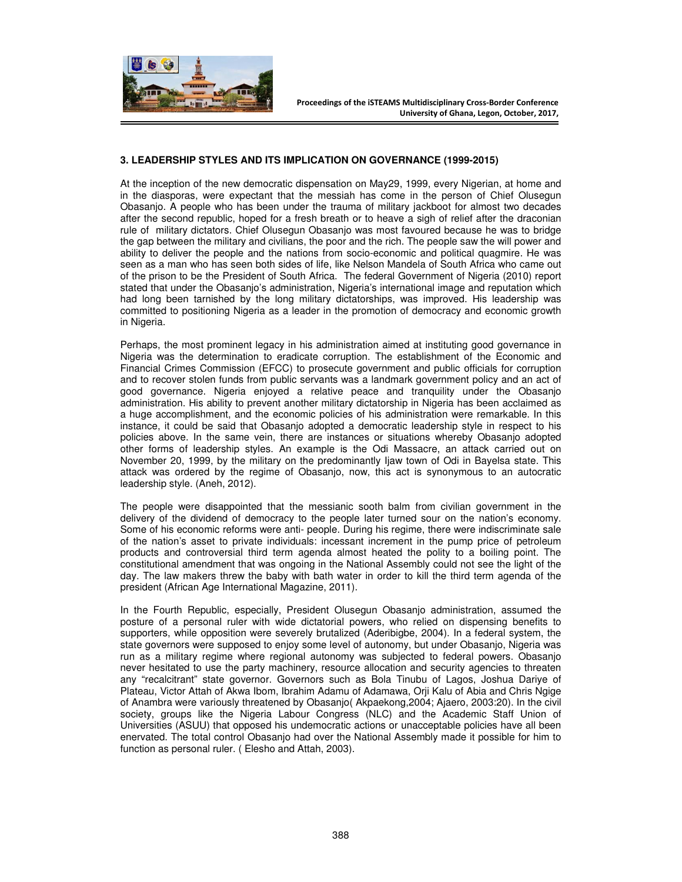### 3. LEADERSHIP STYLES AND ITS IMPLICATION ON GOVERNANCE (1999-2015)

At the inception of the new democratic dispensation on May29, 1999, every Nigerian, at home and in the diasporas, were expectant that the messiah has come in the person of Chief Olusegun Obasanjo. A people who has been under the trauma of military jackboot for almost two decades after the second republic, hoped for a fresh breath or to heave a sigh of relief after the draconian rule of military dictators. Chief Olusegun Obasanjo was most favoured because he was to bridge the gap between the military and civilians, the poor and the rich. The people saw the will power and ability to deliver the people and the nations from socio-economic and political quagmire. He was seen as a man who has seen both sides of life, like Nelson Mandela of South Africa who came out of the prison to be the President of South Africa. The federal Government of Nigeria (2010) report stated that under the Obasanjo's administration, Nigeria's international image and reputation which had long been tarnished by the long military dictatorships, was improved. His leadership was committed to positioning Nigeria as a leader in the promotion of democracy and economic growth in Nigeria.

Perhaps, the most prominent legacy in his administration aimed at instituting good governance in Nigeria was the determination to eradicate corruption. The establishment of the Economic and Financial Crimes Commission (EFCC) to prosecute government and public officials for corruption and to recover stolen funds from public servants was a landmark government policy and an act of good governance. Nigeria enjoyed a relative peace and tranquility under the Obasanjo administration. His ability to prevent another military dictatorship in Nigeria has been acclaimed as a huge accomplishment, and the economic policies of his administration were remarkable. In this instance, it could be said that Obasanjo adopted a democratic leadership style in respect to his policies above. In the same vein, there are instances or situations whereby Obasanjo adopted other forms of leadership styles. An example is the Odi Massacre, an attack carried out on November 20, 1999, by the military on the predominantly Ijaw town of Odi in Bayelsa state. This attack was ordered by the regime of Obasanjo, now, this act is synonymous to an autocratic leadership style. (Aneh, 2012).

The people were disappointed that the messianic sooth balm from civilian government in the delivery of the dividend of democracy to the people later turned sour on the nation's economy. Some of his economic reforms were anti- people. During his regime, there were indiscriminate sale of the nation's asset to private individuals: incessant increment in the pump price of petroleum products and controversial third term agenda almost heated the polity to a boiling point. The constitutional amendment that was ongoing in the National Assembly could not see the light of the day. The law makers threw the baby with bath water in order to kill the third term agenda of the president (African Age International Magazine, 2011).

In the Fourth Republic, especially, President Olusegun Obasanjo administration, assumed the posture of a personal ruler with wide dictatorial powers, who relied on dispensing benefits to supporters, while opposition were severely brutalized (Aderibigbe, 2004). In a federal system, the state governors were supposed to enjoy some level of autonomy, but under Obasanjo, Nigeria was run as a military regime where regional autonomy was subjected to federal powers. Obasanjo never hesitated to use the party machinery, resource allocation and security agencies to threaten any "recalcitrant" state governor. Governors such as Bola Tinubu of Lagos, Joshua Dariye of Plateau, Victor Attah of Akwa Ibom, Ibrahim Adamu of Adamawa, Orji Kalu of Abia and Chris Ngige of Anambra were variously threatened by Obasanjo( Akpaekong,2004; Ajaero, 2003:20). In the civil society, groups like the Nigeria Labour Congress (NLC) and the Academic Staff Union of Universities (ASUU) that opposed his undemocratic actions or unacceptable policies have all been enervated. The total control Obasanjo had over the National Assembly made it possible for him to function as personal ruler. ( Elesho and Attah, 2003).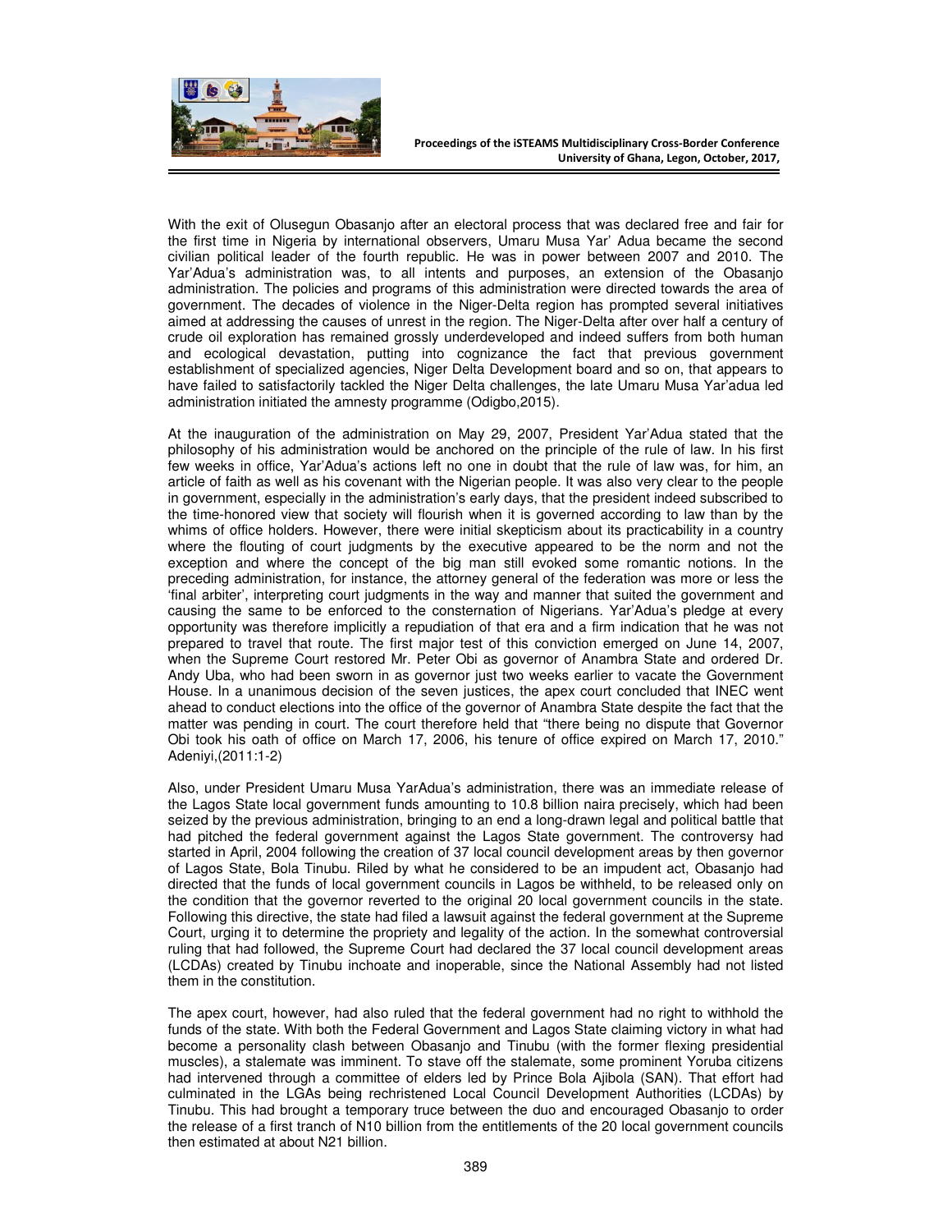With the exit of Olusegun Obasanjo after an electoral process that was declared free and fair for the first time in Nigeria by international observers, Umaru Musa Yar' Adua became the second civilian political leader of the fourth republic. He was in power between 2007 and 2010. The Yar'Adua's administration was, to all intents and purposes, an extension of the Obasanjo administration. The policies and programs of this administration were directed towards the area of government. The decades of violence in the Niger-Delta region has prompted several initiatives aimed at addressing the causes of unrest in the region. The Niger-Delta after over half a century of crude oil exploration has remained grossly underdeveloped and indeed suffers from both human and ecological devastation, putting into cognizance the fact that previous government establishment of specialized agencies, Niger Delta Development board and so on, that appears to have failed to satisfactorily tackled the Niger Delta challenges, the late Umaru Musa Yar'adua led administration initiated the amnesty programme (Odigbo,2015).

At the inauguration of the administration on May 29, 2007, President Yar'Adua stated that the philosophy of his administration would be anchored on the principle of the rule of law. In his first few weeks in office, Yar'Adua's actions left no one in doubt that the rule of law was, for him, an article of faith as well as his covenant with the Nigerian people. It was also very clear to the people in government, especially in the administration's early days, that the president indeed subscribed to the time-honored view that society will flourish when it is governed according to law than by the whims of office holders. However, there were initial skepticism about its practicability in a country where the flouting of court judgments by the executive appeared to be the norm and not the exception and where the concept of the big man still evoked some romantic notions. In the preceding administration, for instance, the attorney general of the federation was more or less the 'final arbiter', interpreting court judgments in the way and manner that suited the government and causing the same to be enforced to the consternation of Nigerians. Yar'Adua's pledge at every opportunity was therefore implicitly a repudiation of that era and a firm indication that he was not prepared to travel that route. The first major test of this conviction emerged on June 14, 2007, when the Supreme Court restored Mr. Peter Obi as governor of Anambra State and ordered Dr. Andy Uba, who had been sworn in as governor just two weeks earlier to vacate the Government House. In a unanimous decision of the seven justices, the apex court concluded that INEC went ahead to conduct elections into the office of the governor of Anambra State despite the fact that the matter was pending in court. The court therefore held that "there being no dispute that Governor Obi took his oath of office on March 17, 2006, his tenure of office expired on March 17, 2010." Adeniyi,(2011:1-2)

Also, under President Umaru Musa YarAdua's administration, there was an immediate release of the Lagos State local government funds amounting to 10.8 billion naira precisely, which had been seized by the previous administration, bringing to an end a long-drawn legal and political battle that had pitched the federal government against the Lagos State government. The controversy had started in April, 2004 following the creation of 37 local council development areas by then governor of Lagos State, Bola Tinubu. Riled by what he considered to be an impudent act, Obasanjo had directed that the funds of local government councils in Lagos be withheld, to be released only on the condition that the governor reverted to the original 20 local government councils in the state. Following this directive, the state had filed a lawsuit against the federal government at the Supreme Court, urging it to determine the propriety and legality of the action. In the somewhat controversial ruling that had followed, the Supreme Court had declared the 37 local council development areas (LCDAs) created by Tinubu inchoate and inoperable, since the National Assembly had not listed them in the constitution.

The apex court, however, had also ruled that the federal government had no right to withhold the funds of the state. With both the Federal Government and Lagos State claiming victory in what had become a personality clash between Obasanjo and Tinubu (with the former flexing presidential muscles), a stalemate was imminent. To stave off the stalemate, some prominent Yoruba citizens had intervened through a committee of elders led by Prince Bola Ajibola (SAN). That effort had culminated in the LGAs being rechristened Local Council Development Authorities (LCDAs) by Tinubu. This had brought a temporary truce between the duo and encouraged Obasanjo to order the release of a first tranch of N10 billion from the entitlements of the 20 local government councils then estimated at about N21 billion.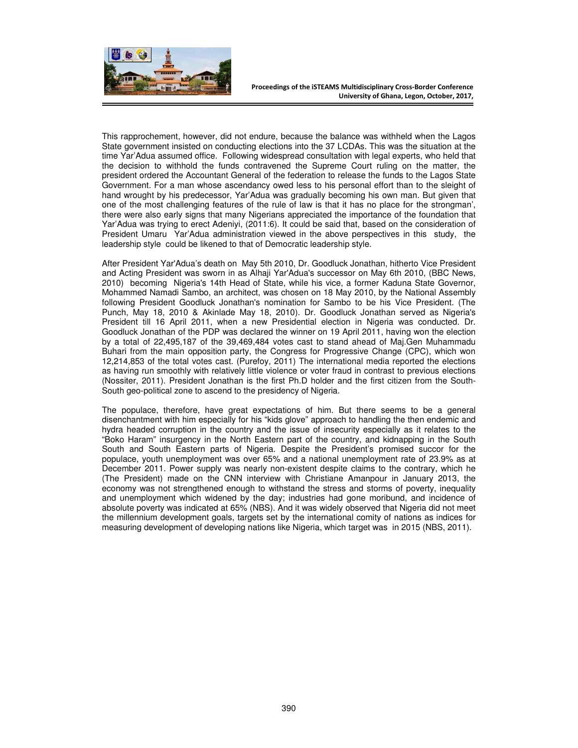This rapprochement, however, did not endure, because the balance was withheld when the Lagos State government insisted on conducting elections into the 37 LCDAs. This was the situation at the time Yar'Adua assumed office. Following widespread consultation with legal experts, who held that the decision to withhold the funds contravened the Supreme Court ruling on the matter, the president ordered the Accountant General of the federation to release the funds to the Lagos State Government. For a man whose ascendancy owed less to his personal effort than to the sleight of hand wrought by his predecessor, Yar'Adua was gradually becoming his own man. But given that one of the most challenging features of the rule of law is that it has no place for the strongman', there were also early signs that many Nigerians appreciated the importance of the foundation that Yar'Adua was trying to erect Adeniyi, (2011:6). It could be said that, based on the consideration of President Umaru Yar'Adua administration viewed in the above perspectives in this study, the leadership style could be likened to that of Democratic leadership style.

After President Yar'Adua's death on May 5th 2010, Dr. Goodluck Jonathan, hitherto Vice President and Acting President was sworn in as Alhaji Yar'Adua's successor on May 6th 2010, (BBC News, 2010) becoming Nigeria's 14th Head of State, while his vice, a former Kaduna State Governor, Mohammed Namadi Sambo, an architect, was chosen on 18 May 2010, by the National Assembly following President Goodluck Jonathan's nomination for Sambo to be his Vice President. (The Punch, May 18, 2010 & Akinlade May 18, 2010). Dr. Goodluck Jonathan served as Nigeria's President till 16 April 2011, when a new Presidential election in Nigeria was conducted. Dr. Goodluck Jonathan of the PDP was declared the winner on 19 April 2011, having won the election by a total of 22,495,187 of the 39,469,484 votes cast to stand ahead of Maj.Gen Muhammadu Buhari from the main opposition party, the Congress for Progressive Change (CPC), which won 12,214,853 of the total votes cast. (Purefoy, 2011) The international media reported the elections as having run smoothly with relatively little violence or voter fraud in contrast to previous elections (Nossiter, 2011). President Jonathan is the first Ph.D holder and the first citizen from the South-South geo-political zone to ascend to the presidency of Nigeria.

The populace, therefore, have great expectations of him. But there seems to be a general disenchantment with him especially for his "kids glove" approach to handling the then endemic and hydra headed corruption in the country and the issue of insecurity especially as it relates to the "Boko Haram" insurgency in the North Eastern part of the country, and kidnapping in the South South and South Eastern parts of Nigeria. Despite the President's promised succor for the populace, youth unemployment was over 65% and a national unemployment rate of 23.9% as at December 2011. Power supply was nearly non-existent despite claims to the contrary, which he (The President) made on the CNN interview with Christiane Amanpour in January 2013, the economy was not strengthened enough to withstand the stress and storms of poverty, inequality and unemployment which widened by the day; industries had gone moribund, and incidence of absolute poverty was indicated at 65% (NBS). And it was widely observed that Nigeria did not meet the millennium development goals, targets set by the international comity of nations as indices for measuring development of developing nations like Nigeria, which target was in 2015 (NBS, 2011).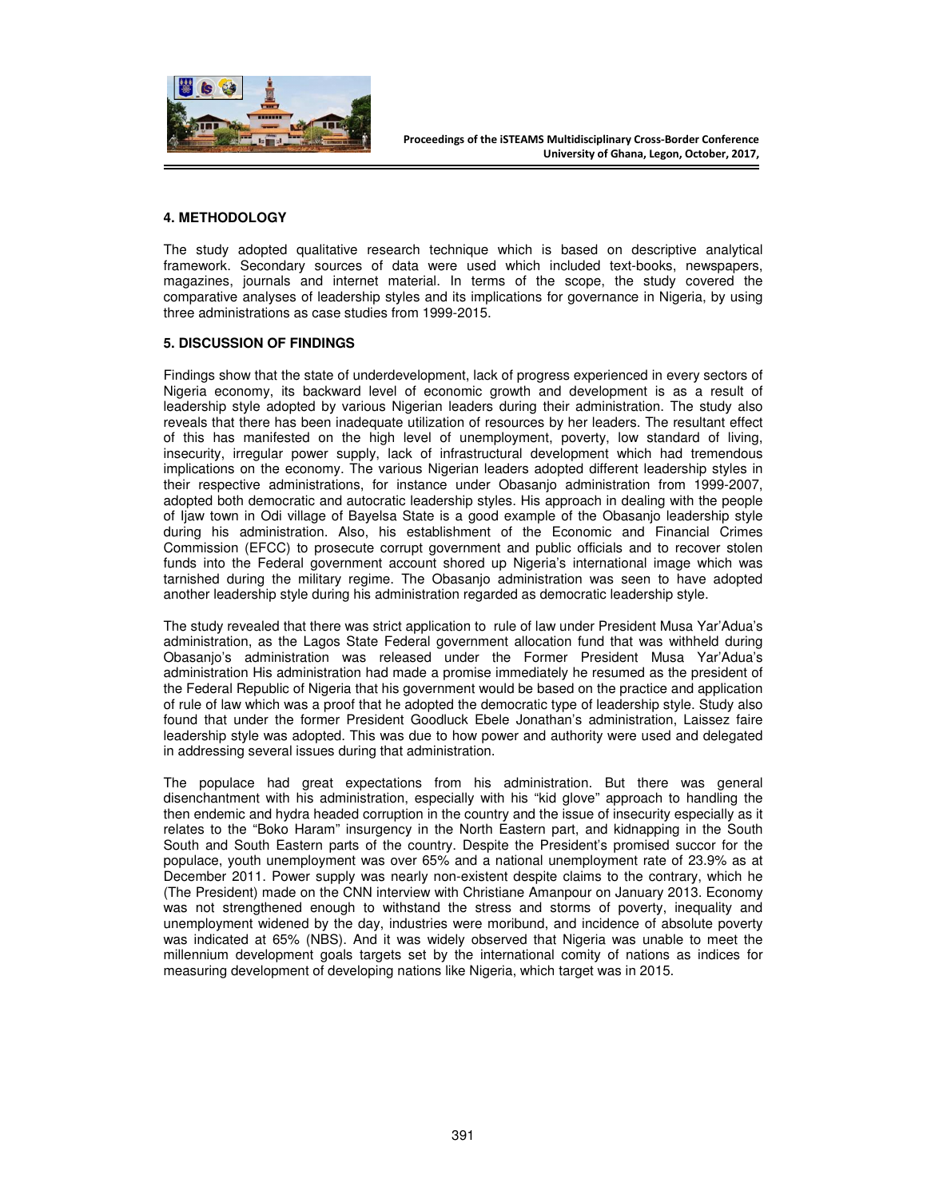## 4. METHODOLOGY

The study adopted qualitative research technique which is based on descriptive analytical framework. Secondary sources of data were used which included text-books, newspapers, magazines, journals and internet material. In terms of the scope, the study covered the comparative analyses of leadership styles and its implications for governance in Nigeria, by using three administrations as case studies from 1999-2015.

## 5. DISCUSSION OF FINDINGS

Findings show that the state of underdevelopment, lack of progress experienced in every sectors of Nigeria economy, its backward level of economic growth and development is as a result of leadership style adopted by various Nigerian leaders during their administration. The study also reveals that there has been inadequate utilization of resources by her leaders. The resultant effect of this has manifested on the high level of unemployment, poverty, low standard of living, insecurity, irregular power supply, lack of infrastructural development which had tremendous implications on the economy. The various Nigerian leaders adopted different leadership styles in their respective administrations, for instance under Obasanjo administration from 1999-2007, adopted both democratic and autocratic leadership styles. His approach in dealing with the people of Ijaw town in Odi village of Bayelsa State is a good example of the Obasanjo leadership style during his administration. Also, his establishment of the Economic and Financial Crimes Commission (EFCC) to prosecute corrupt government and public officials and to recover stolen funds into the Federal government account shored up Nigeria's international image which was tarnished during the military regime. The Obasanjo administration was seen to have adopted another leadership style during his administration regarded as democratic leadership style.

The study revealed that there was strict application to rule of law under President Musa Yar'Adua's administration, as the Lagos State Federal government allocation fund that was withheld during Obasanjo's administration was released under the Former President Musa Yar'Adua's administration His administration had made a promise immediately he resumed as the president of the Federal Republic of Nigeria that his government would be based on the practice and application of rule of law which was a proof that he adopted the democratic type of leadership style. Study also found that under the former President Goodluck Ebele Jonathan's administration, Laissez faire leadership style was adopted. This was due to how power and authority were used and delegated in addressing several issues during that administration.

The populace had great expectations from his administration. But there was general disenchantment with his administration, especially with his "kid glove" approach to handling the then endemic and hydra headed corruption in the country and the issue of insecurity especially as it relates to the "Boko Haram" insurgency in the North Eastern part, and kidnapping in the South South and South Eastern parts of the country. Despite the President's promised succor for the populace, youth unemployment was over 65% and a national unemployment rate of 23.9% as at December 2011. Power supply was nearly non-existent despite claims to the contrary, which he (The President) made on the CNN interview with Christiane Amanpour on January 2013. Economy was not strengthened enough to withstand the stress and storms of poverty, inequality and unemployment widened by the day, industries were moribund, and incidence of absolute poverty was indicated at 65% (NBS). And it was widely observed that Nigeria was unable to meet the millennium development goals targets set by the international comity of nations as indices for measuring development of developing nations like Nigeria, which target was in 2015.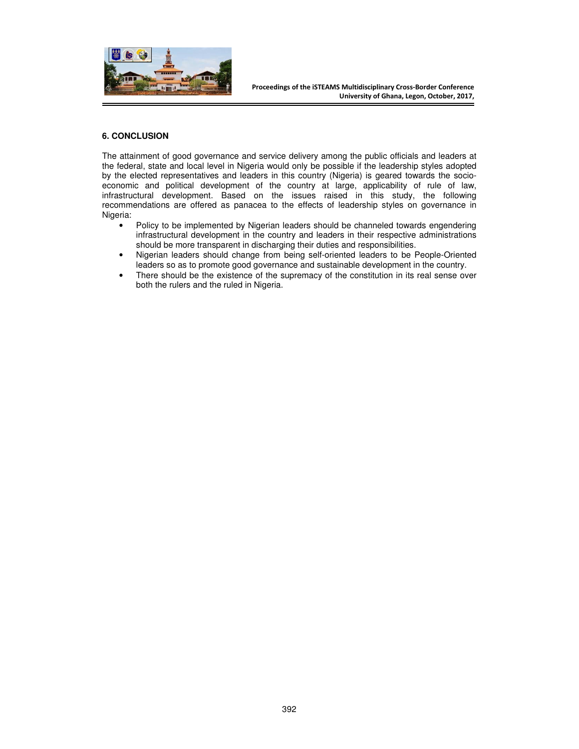## 6. CONCLUSION

The attainment of good governance and service delivery among the public officials and leaders at the federal, state and local level in Nigeria would only be possible if the leadership styles adopted by the elected representatives and leaders in this country (Nigeria) is geared towards the socio-economic and political development of the country at large, applicability of rule of law, infrastructural development. Based on the issues raised in this study, the following recommendations are offered as panacea to the effects of leadership styles on governance in Nigeria:

- Policy to be implemented by Nigerian leaders should be channeled towards engendering infrastructural development in the country and leaders in their respective administrations should be more transparent in discharging their duties and responsibilities.
- Nigerian leaders should change from being self-oriented leaders to be People-Oriented leaders so as to promote good governance and sustainable development in the country.
- There should be the existence of the supremacy of the constitution in its real sense over both the rulers and the ruled in Nigeria.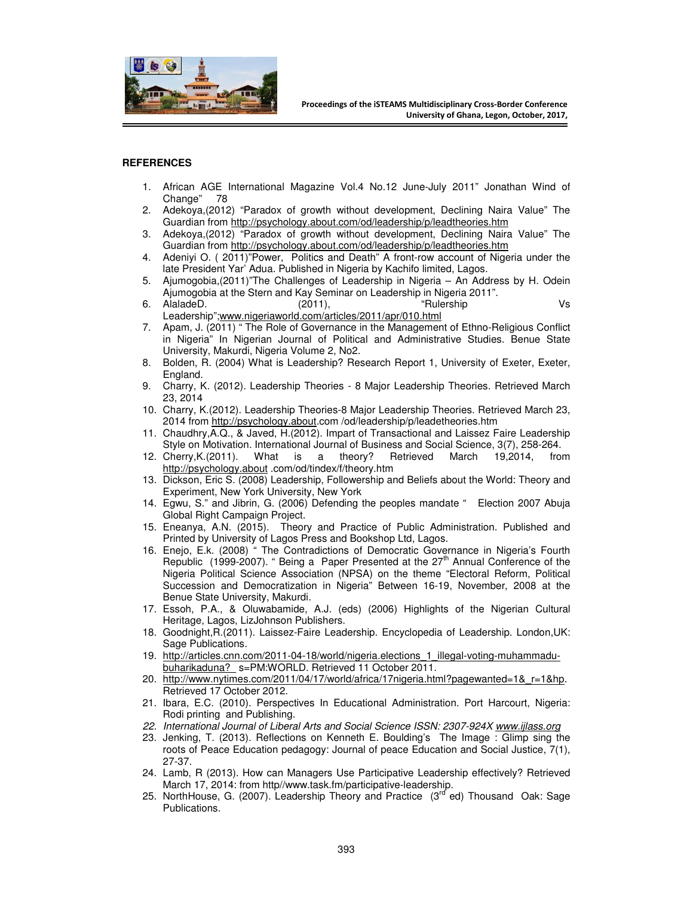**REFERENCES**

1. African AGE International Magazine Vol.4 No.12 June-July 2011" Jonathan Wind of Change" 78
2. Adekoya,(2012) "Paradox of growth without development, Declining Naira Value" The Guardian from http://psychology.about.com/od/leadership/p/leadtheories.htm
3. Adekoya,(2012) "Paradox of growth without development, Declining Naira Value" The Guardian from http://psychology.about.com/od/leadership/p/leadtheories.htm
4. Adeniyi O. ( 2011)"Power, Politics and Death" A front-row account of Nigeria under the late President Yar' Adua. Published in Nigeria by Kachifo limited, Lagos.
5. Ajumogobia,(2011)"The Challenges of Leadership in Nigeria – An Address by H. Odein Ajumogobia at the Stern and Kay Seminar on Leadership in Nigeria 2011".
6. AlaladeD. (2011), "Rulership Vs Leadership";www.nigeriaworld.com/articles/2011/apr/010.html
7. Apam, J. (2011) " The Role of Governance in the Management of Ethno-Religious Conflict in Nigeria" In Nigerian Journal of Political and Administrative Studies. Benue State University, Makurdi, Nigeria Volume 2, No2.
8. Bolden, R. (2004) What is Leadership? Research Report 1, University of Exeter, Exeter, England.
9. Charry, K. (2012). Leadership Theories - 8 Major Leadership Theories. Retrieved March 23, 2014
10. Charry, K.(2012). Leadership Theories-8 Major Leadership Theories. Retrieved March 23, 2014 from http://psychology.about.com /od/leadership/p/leadetheories.htm
11. Chaudhry,A.Q., & Javed, H.(2012). Impart of Transactional and Laissez Faire Leadership Style on Motivation. International Journal of Business and Social Science, 3(7), 258-264.
12. Cherry,K.(2011). What is a theory? Retrieved March 19,2014, from http://psychology.about .com/od/tindex/f/theory.htm
13. Dickson, Eric S. (2008) Leadership, Followership and Beliefs about the World: Theory and Experiment, New York University, New York
14. Egwu, S." and Jibrin, G. (2006) Defending the peoples mandate " Election 2007 Abuja Global Right Campaign Project.
15. Eneanya, A.N. (2015). Theory and Practice of Public Administration. Published and Printed by University of Lagos Press and Bookshop Ltd, Lagos.
16. Enejo, E.k. (2008) " The Contradictions of Democratic Governance in Nigeria's Fourth Republic (1999-2007). " Being a Paper Presented at the 27th Annual Conference of the Nigeria Political Science Association (NPSA) on the theme "Electoral Reform, Political Succession and Democratization in Nigeria" Between 16-19, November, 2008 at the Benue State University, Makurdi.
17. Essoh, P.A., & Oluwabamide, A.J. (eds) (2006) Highlights of the Nigerian Cultural Heritage, Lagos, LizJohnson Publishers.
18. Goodnight,R.(2011). Laissez-Faire Leadership. Encyclopedia of Leadership. London,UK: Sage Publications.
19. http://articles.cnn.com/2011-04-18/world/nigeria.elections_1_illegal-voting-muhammadu-buharikaduna?_s=PM:WORLD. Retrieved 11 October 2011.
20. http://www.nytimes.com/2011/04/17/world/africa/17nigeria.html?pagewanted=1&_r=1&hp. Retrieved 17 October 2012.
21. Ibara, E.C. (2010). Perspectives In Educational Administration. Port Harcourt, Nigeria: Rodi printing and Publishing.
22. *International Journal of Liberal Arts and Social Science ISSN: 2307-924X www.ijlass.org*
23. Jenking, T. (2013). Reflections on Kenneth E. Boulding's The Image : Glimp sing the roots of Peace Education pedagogy: Journal of peace Education and Social Justice, 7(1), 27-37.
24. Lamb, R (2013). How can Managers Use Participative Leadership effectively? Retrieved March 17, 2014: from http//www.task.fm/participative-leadership.
25. NorthHouse, G. (2007). Leadership Theory and Practice (3rd ed) Thousand Oak: Sage Publications.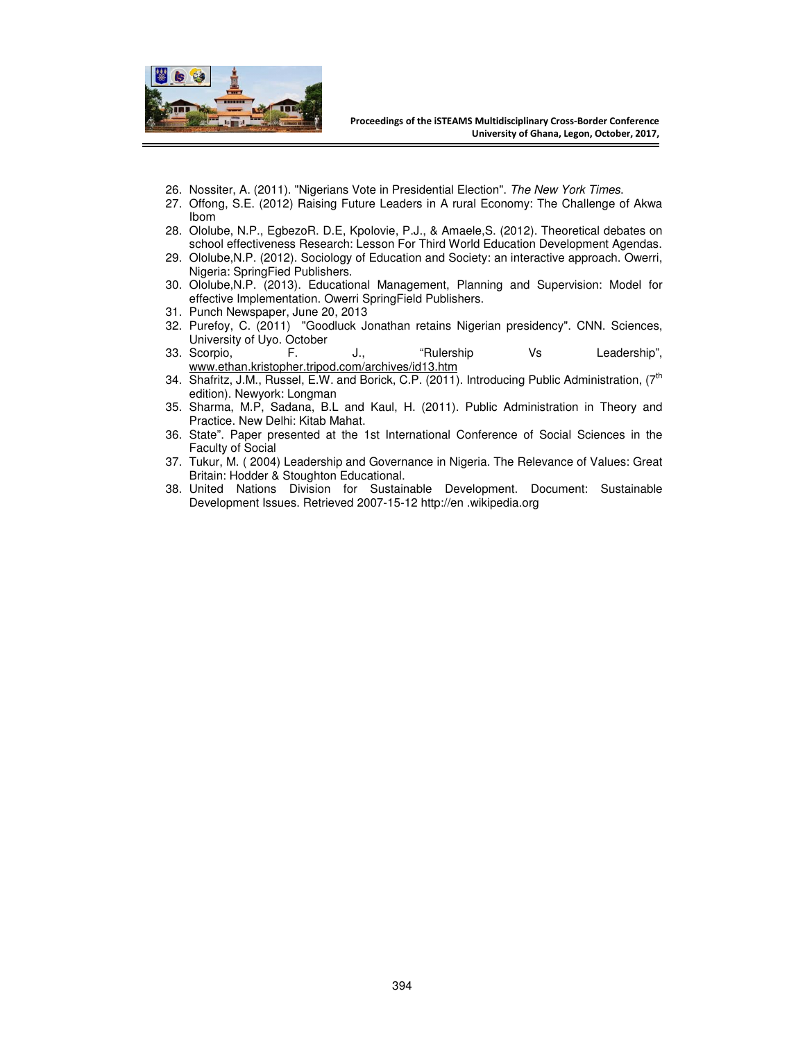26. Nossiter, A. (2011). "Nigerians Vote in Presidential Election". *The New York Times*.
27. Offong, S.E. (2012) Raising Future Leaders in A rural Economy: The Challenge of Akwa Ibom
28. Ololube, N.P., EgbezoR. D.E, Kpolovie, P.J., & Amaele,S. (2012). Theoretical debates on school effectiveness Research: Lesson For Third World Education Development Agendas.
29. Ololube,N.P. (2012). Sociology of Education and Society: an interactive approach. Owerri, Nigeria: SpringFied Publishers.
30. Ololube,N.P. (2013). Educational Management, Planning and Supervision: Model for effective Implementation. Owerri SpringField Publishers.
31. Punch Newspaper, June 20, 2013
32. Purefoy, C. (2011) "Goodluck Jonathan retains Nigerian presidency". CNN. Sciences, University of Uyo. October
33. Scorpio, F. J., "Rulership Vs Leadership", www.ethan.kristopher.tripod.com/archives/id13.htm
34. Shafritz, J.M., Russel, E.W. and Borick, C.P. (2011). Introducing Public Administration, (7th edition). Newyork: Longman
35. Sharma, M.P, Sadana, B.L and Kaul, H. (2011). Public Administration in Theory and Practice. New Delhi: Kitab Mahat.
36. State". Paper presented at the 1st International Conference of Social Sciences in the Faculty of Social
37. Tukur, M. ( 2004) Leadership and Governance in Nigeria. The Relevance of Values: Great Britain: Hodder & Stoughton Educational.
38. United Nations Division for Sustainable Development. Document: Sustainable Development Issues. Retrieved 2007-15-12 http://en .wikipedia.org